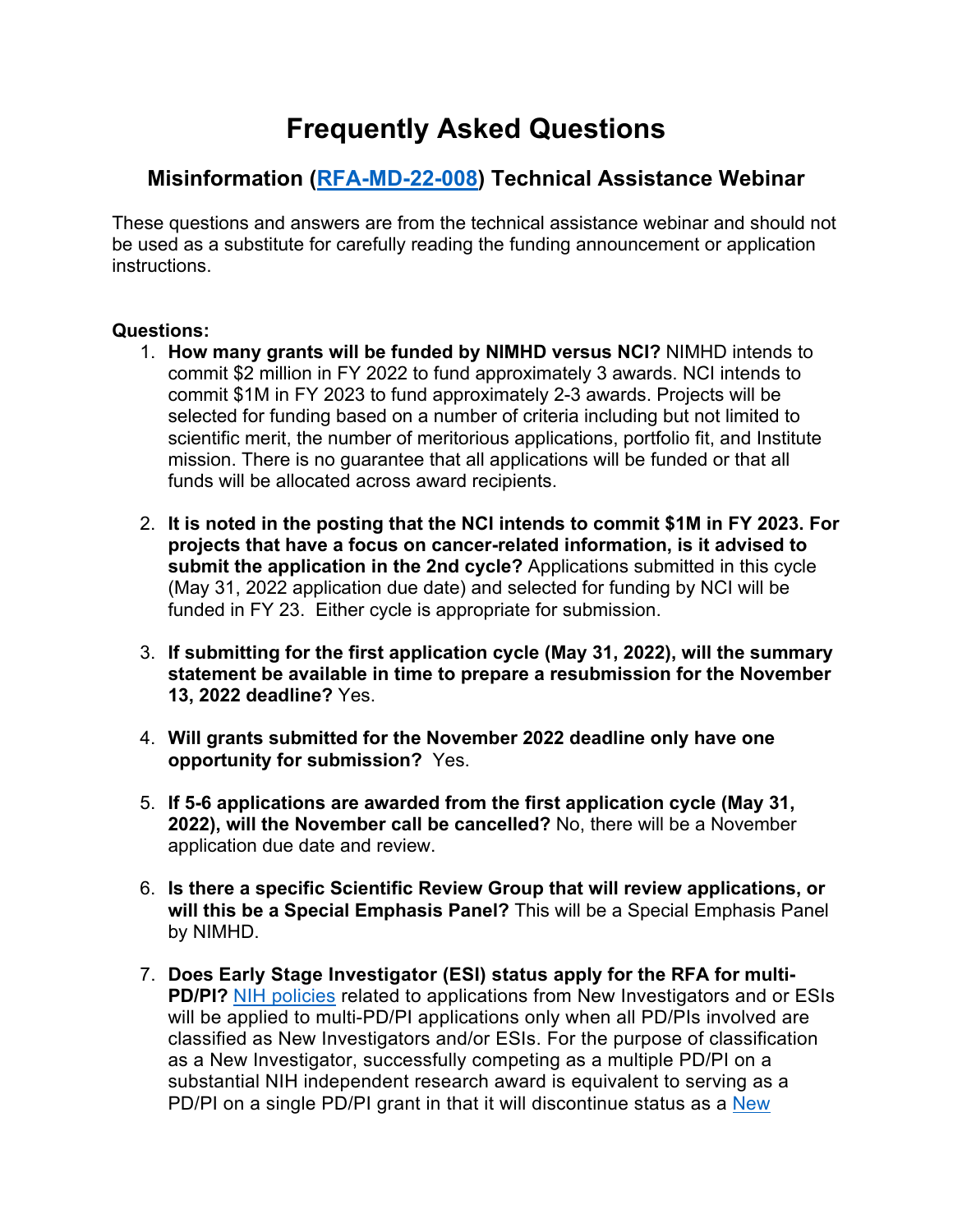# Frequently Asked Questions

## Misinformation (RFA-MD-22-008) Technical Assistance Webinar

These questions and answers are from the technical assistance webinar and should not be used as a substitute for carefully reading the funding announcement or application instructions.

**Questions:**

1. **How many grants will be funded by NIMHD versus NCI?** NIMHD intends to commit $2 million in FY 2022 to fund approximately 3 awards. NCI intends to commit $1M in FY 2023 to fund approximately 2-3 awards. Projects will be selected for funding based on a number of criteria including but not limited to scientific merit, the number of meritorious applications, portfolio fit, and Institute mission. There is no guarantee that all applications will be funded or that all funds will be allocated across award recipients.

2. **It is noted in the posting that the NCI intends to commit $1M in FY 2023. For projects that have a focus on cancer-related information, is it advised to submit the application in the 2nd cycle?** Applications submitted in this cycle (May 31, 2022 application due date) and selected for funding by NCI will be funded in FY 23. Either cycle is appropriate for submission.

3. **If submitting for the first application cycle (May 31, 2022), will the summary statement be available in time to prepare a resubmission for the November 13, 2022 deadline?** Yes.

4. **Will grants submitted for the November 2022 deadline only have one opportunity for submission?** Yes.

5. **If 5-6 applications are awarded from the first application cycle (May 31, 2022), will the November call be cancelled?** No, there will be a November application due date and review.

6. **Is there a specific Scientific Review Group that will review applications, or will this be a Special Emphasis Panel?** This will be a Special Emphasis Panel by NIMHD.

7. **Does Early Stage Investigator (ESI) status apply for the RFA for multi-PD/PI?** NIH policies related to applications from New Investigators and or ESIs will be applied to multi-PD/PI applications only when all PD/PIs involved are classified as New Investigators and/or ESIs. For the purpose of classification as a New Investigator, successfully competing as a multiple PD/PI on a substantial NIH independent research award is equivalent to serving as a PD/PI on a single PD/PI grant in that it will discontinue status as a New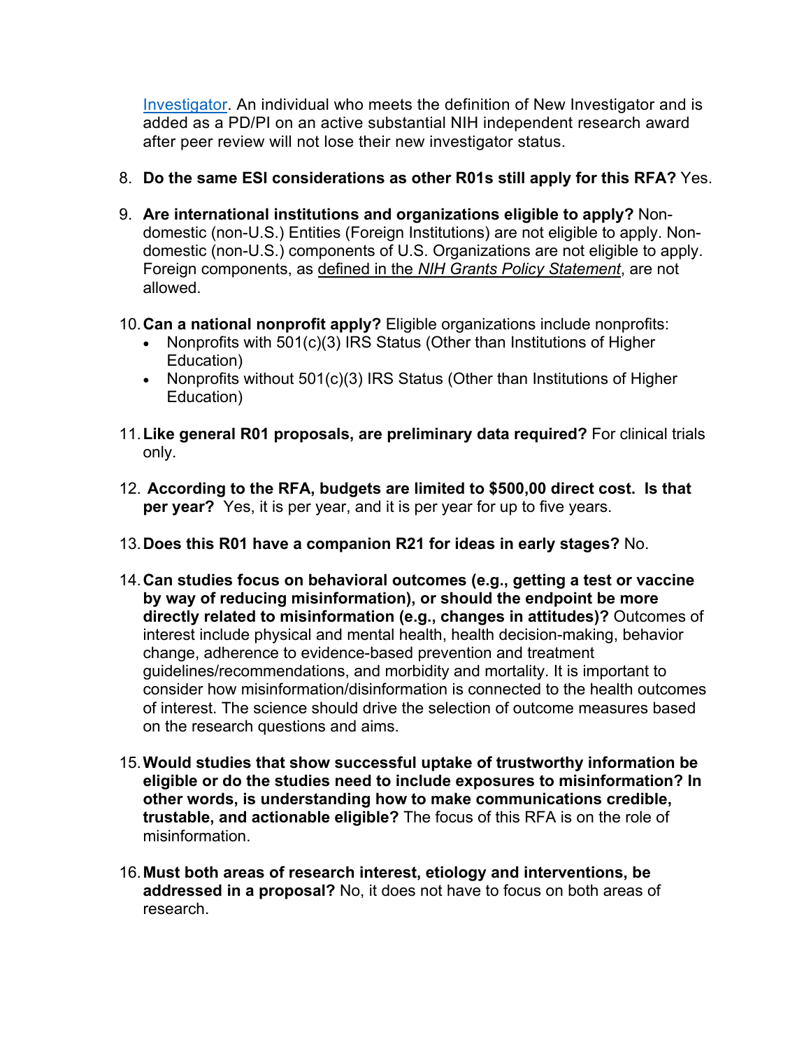Investigator. An individual who meets the definition of New Investigator and is added as a PD/PI on an active substantial NIH independent research award after peer review will not lose their new investigator status.

8. **Do the same ESI considerations as other R01s still apply for this RFA?** Yes.

9. **Are international institutions and organizations eligible to apply?** Non-domestic (non-U.S.) Entities (Foreign Institutions) are not eligible to apply. Non-domestic (non-U.S.) components of U.S. Organizations are not eligible to apply. Foreign components, as defined in the *NIH Grants Policy Statement*, are not allowed.

10. **Can a national nonprofit apply?** Eligible organizations include nonprofits:
    - Nonprofits with 501(c)(3) IRS Status (Other than Institutions of Higher Education)
    - Nonprofits without 501(c)(3) IRS Status (Other than Institutions of Higher Education)

11. **Like general R01 proposals, are preliminary data required?** For clinical trials only.

12. **According to the RFA, budgets are limited to $500,00 direct cost. Is that per year?** Yes, it is per year, and it is per year for up to five years.

13. **Does this R01 have a companion R21 for ideas in early stages?** No.

14. **Can studies focus on behavioral outcomes (e.g., getting a test or vaccine by way of reducing misinformation), or should the endpoint be more directly related to misinformation (e.g., changes in attitudes)?** Outcomes of interest include physical and mental health, health decision-making, behavior change, adherence to evidence-based prevention and treatment guidelines/recommendations, and morbidity and mortality. It is important to consider how misinformation/disinformation is connected to the health outcomes of interest. The science should drive the selection of outcome measures based on the research questions and aims.

15. **Would studies that show successful uptake of trustworthy information be eligible or do the studies need to include exposures to misinformation? In other words, is understanding how to make communications credible, trustable, and actionable eligible?** The focus of this RFA is on the role of misinformation.

16. **Must both areas of research interest, etiology and interventions, be addressed in a proposal?** No, it does not have to focus on both areas of research.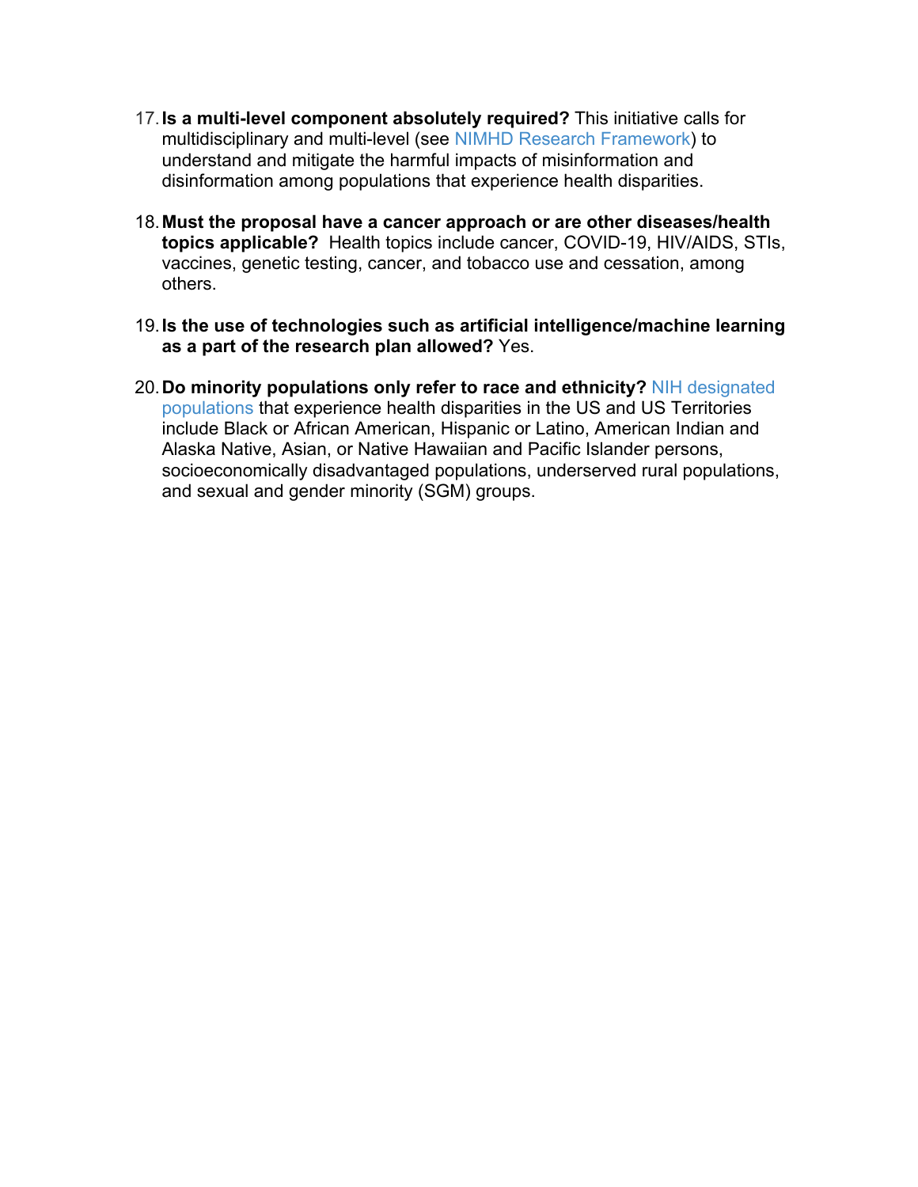17. **Is a multi-level component absolutely required?** This initiative calls for multidisciplinary and multi-level (see NIMHD Research Framework) to understand and mitigate the harmful impacts of misinformation and disinformation among populations that experience health disparities.

18. **Must the proposal have a cancer approach or are other diseases/health topics applicable?** Health topics include cancer, COVID-19, HIV/AIDS, STIs, vaccines, genetic testing, cancer, and tobacco use and cessation, among others.

19. **Is the use of technologies such as artificial intelligence/machine learning as a part of the research plan allowed?** Yes.

20. **Do minority populations only refer to race and ethnicity?** NIH designated populations that experience health disparities in the US and US Territories include Black or African American, Hispanic or Latino, American Indian and Alaska Native, Asian, or Native Hawaiian and Pacific Islander persons, socioeconomically disadvantaged populations, underserved rural populations, and sexual and gender minority (SGM) groups.